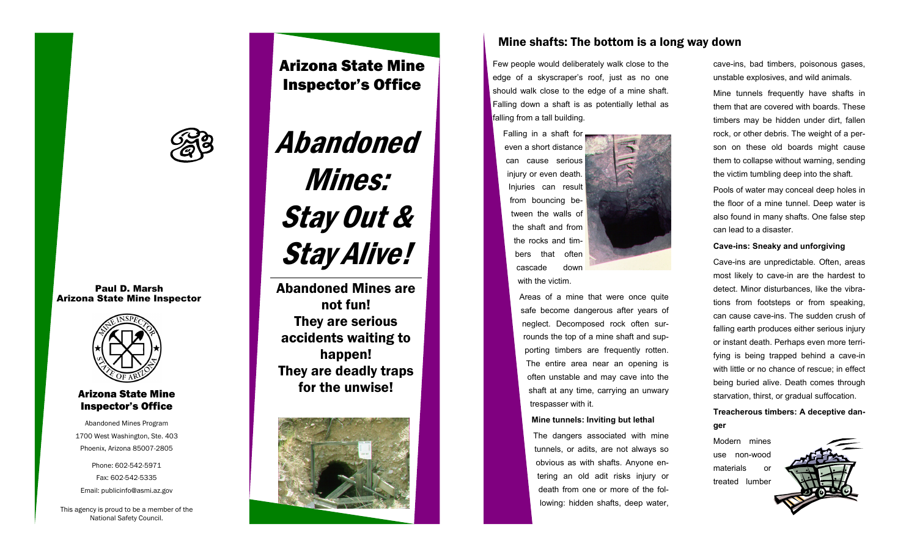**Paul D. Marsh**
**Arizona State Mine Inspector**

**Arizona State Mine Inspector's Office**

Abandoned Mines Program
1700 West Washington, Ste. 403
Phoenix, Arizona 85007-2805

Phone: 602-542-5971
Fax: 602-542-5335
Email: publicinfo@asmi.az.gov

This agency is proud to be a member of the National Safety Council.

# Arizona State Mine Inspector's Office

# *Abandoned Mines: Stay Out & Stay Alive!*

**Abandoned Mines are not fun! They are serious accidents waiting to happen! They are deadly traps for the unwise!**

## Mine shafts: The bottom is a long way down

Few people would deliberately walk close to the edge of a skyscraper's roof, just as no one should walk close to the edge of a mine shaft. Falling down a shaft is as potentially lethal as falling from a tall building.

Falling in a shaft for even a short distance can cause serious injury or even death. Injuries can result from bouncing between the walls of the shaft and from the rocks and timbers that often cascade down with the victim.

Areas of a mine that were once quite safe become dangerous after years of neglect. Decomposed rock often surrounds the top of a mine shaft and supporting timbers are frequently rotten. The entire area near an opening is often unstable and may cave into the shaft at any time, carrying an unwary trespasser with it.

**Mine tunnels: Inviting but lethal**

The dangers associated with mine tunnels, or adits, are not always so obvious as with shafts. Anyone entering an old adit risks injury or death from one or more of the following: hidden shafts, deep water, cave-ins, bad timbers, poisonous gases, unstable explosives, and wild animals.

Mine tunnels frequently have shafts in them that are covered with boards. These timbers may be hidden under dirt, fallen rock, or other debris. The weight of a person on these old boards might cause them to collapse without warning, sending the victim tumbling deep into the shaft.

Pools of water may conceal deep holes in the floor of a mine tunnel. Deep water is also found in many shafts. One false step can lead to a disaster.

**Cave-ins: Sneaky and unforgiving**

Cave-ins are unpredictable. Often, areas most likely to cave-in are the hardest to detect. Minor disturbances, like the vibrations from footsteps or from speaking, can cause cave-ins. The sudden crush of falling earth produces either serious injury or instant death. Perhaps even more terrifying is being trapped behind a cave-in with little or no chance of rescue; in effect being buried alive. Death comes through starvation, thirst, or gradual suffocation.

**Treacherous timbers: A deceptive danger**

Modern mines use non-wood materials or treated lumber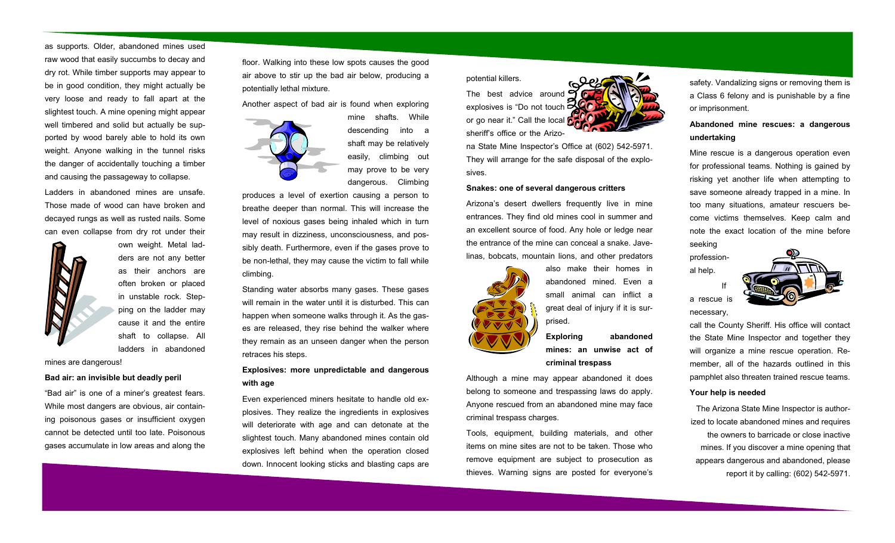as supports. Older, abandoned mines used raw wood that easily succumbs to decay and dry rot. While timber supports may appear to be in good condition, they might actually be very loose and ready to fall apart at the slightest touch. A mine opening might appear well timbered and solid but actually be supported by wood barely able to hold its own weight. Anyone walking in the tunnel risks the danger of accidentally touching a timber and causing the passageway to collapse.

Ladders in abandoned mines are unsafe. Those made of wood can have broken and decayed rungs as well as rusted nails. Some can even collapse from dry rot under their own weight. Metal ladders are not any better as their anchors are often broken or placed in unstable rock. Stepping on the ladder may cause it and the entire shaft to collapse. All ladders in abandoned mines are dangerous!

**Bad air: an invisible but deadly peril**

"Bad air" is one of a miner's greatest fears. While most dangers are obvious, air containing poisonous gases or insufficient oxygen cannot be detected until too late. Poisonous gases accumulate in low areas and along the floor. Walking into these low spots causes the good air above to stir up the bad air below, producing a potentially lethal mixture.

Another aspect of bad air is found when exploring mine shafts. While descending into a shaft may be relatively easily, climbing out may prove to be very dangerous. Climbing produces a level of exertion causing a person to breathe deeper than normal. This will increase the level of noxious gases being inhaled which in turn may result in dizziness, unconsciousness, and possibly death. Furthermore, even if the gases prove to be non-lethal, they may cause the victim to fall while climbing.

Standing water absorbs many gases. These gases will remain in the water until it is disturbed. This can happen when someone walks through it. As the gases are released, they rise behind the walker where they remain as an unseen danger when the person retraces his steps.

**Explosives: more unpredictable and dangerous with age**

Even experienced miners hesitate to handle old explosives. They realize the ingredients in explosives will deteriorate with age and can detonate at the slightest touch. Many abandoned mines contain old explosives left behind when the operation closed down. Innocent looking sticks and blasting caps are potential killers.

The best advice around explosives is "Do not touch or go near it." Call the local sheriff's office or the Arizona State Mine Inspector's Office at (602) 542-5971. They will arrange for the safe disposal of the explosives.

**Snakes: one of several dangerous critters**

Arizona's desert dwellers frequently live in mine entrances. They find old mines cool in summer and an excellent source of food. Any hole or ledge near the entrance of the mine can conceal a snake. Javelinas, bobcats, mountain lions, and other predators also make their homes in abandoned mined. Even a small animal can inflict a great deal of injury if it is surprised.

**Exploring abandoned mines: an unwise act of criminal trespass**

Although a mine may appear abandoned it does belong to someone and trespassing laws do apply. Anyone rescued from an abandoned mine may face criminal trespass charges.

Tools, equipment, building materials, and other items on mine sites are not to be taken. Those who remove equipment are subject to prosecution as thieves. Warning signs are posted for everyone's safety. Vandalizing signs or removing them is a Class 6 felony and is punishable by a fine or imprisonment.

**Abandoned mine rescues: a dangerous undertaking**

Mine rescue is a dangerous operation even for professional teams. Nothing is gained by risking yet another life when attempting to save someone already trapped in a mine. In too many situations, amateur rescuers become victims themselves. Keep calm and note the exact location of the mine before seeking professional help.

If a rescue is necessary, call the County Sheriff. His office will contact the State Mine Inspector and together they will organize a mine rescue operation. Remember, all of the hazards outlined in this pamphlet also threaten trained rescue teams.

**Your help is needed**

The Arizona State Mine Inspector is authorized to locate abandoned mines and requires the owners to barricade or close inactive mines. If you discover a mine opening that appears dangerous and abandoned, please report it by calling: (602) 542-5971.